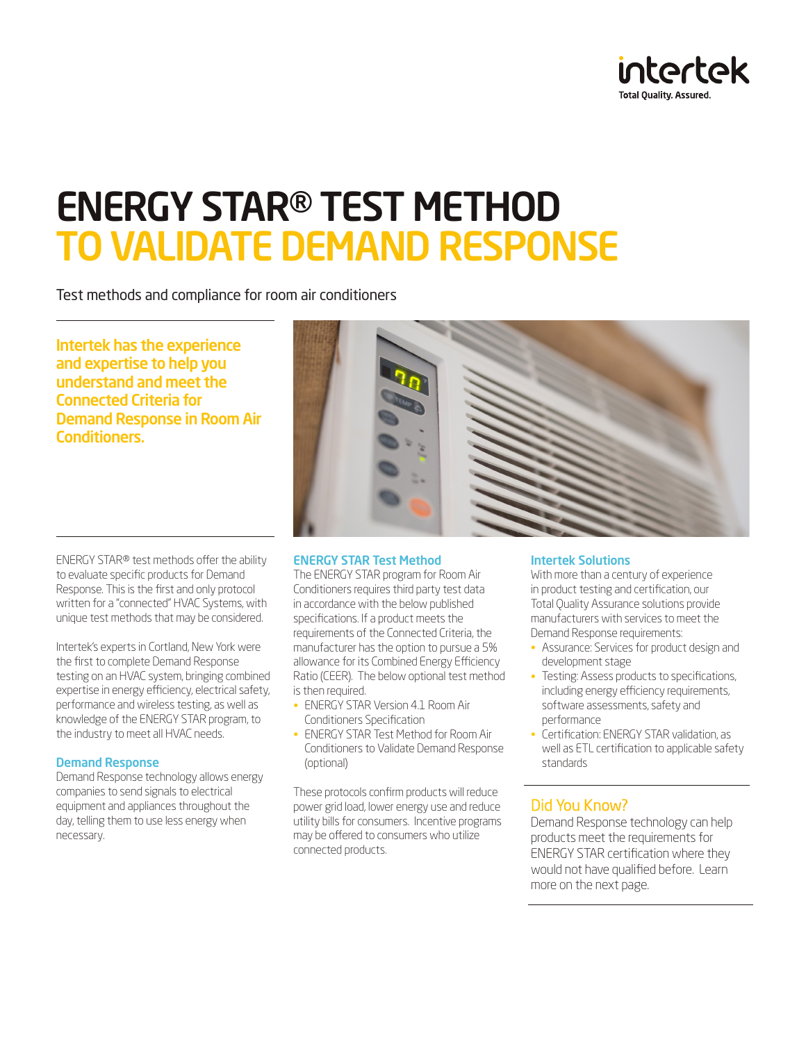# ENERGY STAR® TEST METHOD TO VALIDATE DEMAND RESPONSE

Test methods and compliance for room air conditioners

**Intertek has the experience and expertise to help you understand and meet the Connected Criteria for Demand Response in Room Air Conditioners.**

ENERGY STAR® test methods offer the ability to evaluate specific products for Demand Response. This is the first and only protocol written for a "connected" HVAC Systems, with unique test methods that may be considered.

Intertek's experts in Cortland, New York were the first to complete Demand Response testing on an HVAC system, bringing combined expertise in energy efficiency, electrical safety, performance and wireless testing, as well as knowledge of the ENERGY STAR program, to the industry to meet all HVAC needs.

### Demand Response

Demand Response technology allows energy companies to send signals to electrical equipment and appliances throughout the day, telling them to use less energy when necessary.

### ENERGY STAR Test Method

The ENERGY STAR program for Room Air Conditioners requires third party test data in accordance with the below published specifications. If a product meets the requirements of the Connected Criteria, the manufacturer has the option to pursue a 5% allowance for its Combined Energy Efficiency Ratio (CEER). The below optional test method is then required.

- ENERGY STAR Version 4.1 Room Air Conditioners Specification
- ENERGY STAR Test Method for Room Air Conditioners to Validate Demand Response (optional)

These protocols confirm products will reduce power grid load, lower energy use and reduce utility bills for consumers. Incentive programs may be offered to consumers who utilize connected products.

### Intertek Solutions

With more than a century of experience in product testing and certification, our Total Quality Assurance solutions provide manufacturers with services to meet the Demand Response requirements:

- Assurance: Services for product design and development stage
- Testing: Assess products to specifications, including energy efficiency requirements, software assessments, safety and performance
- Certification: ENERGY STAR validation, as well as ETL certification to applicable safety standards

## Did You Know?

Demand Response technology can help products meet the requirements for ENERGY STAR certification where they would not have qualified before. Learn more on the next page.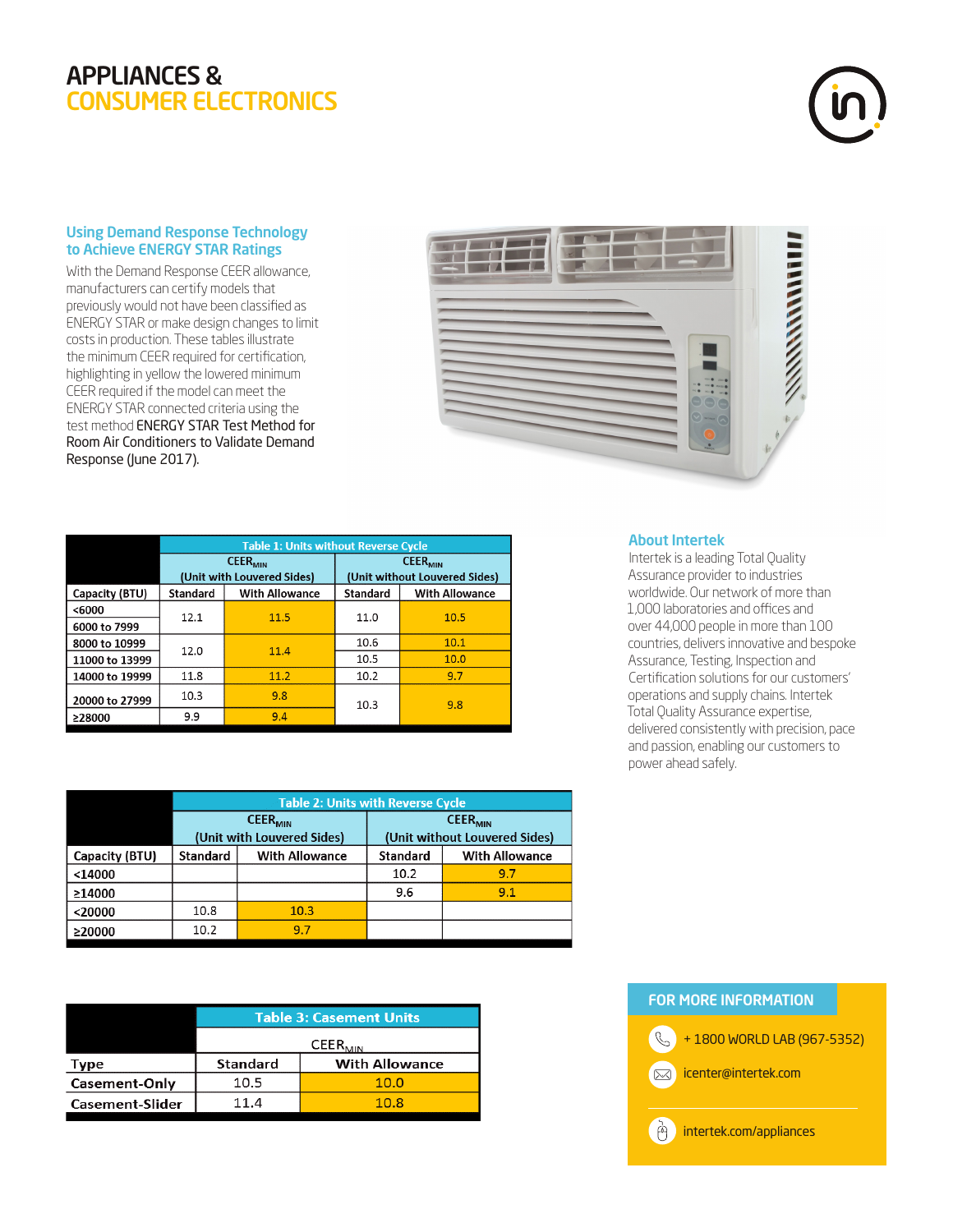# APPLIANCES & CONSUMER ELECTRONICS

## Using Demand Response Technology to Achieve ENERGY STAR Ratings

With the Demand Response CEER allowance, manufacturers can certify models that previously would not have been classified as ENERGY STAR or make design changes to limit costs in production. These tables illustrate the minimum CEER required for certification, highlighting in yellow the lowered minimum CEER required if the model can meet the ENERGY STAR connected criteria using the test method ENERGY STAR Test Method for Room Air Conditioners to Validate Demand Response (June 2017).

| | Table 1: Units without Reverse Cycle | | | |
|---|---|---|---|---|
| | $CEER_{MIN}$ (Unit with Louvered Sides) | | $CEER_{MIN}$ (Unit without Louvered Sides) | |
| Capacity (BTU) | Standard | With Allowance | Standard | With Allowance |
| <6000 | 12.1 | 11.5 | 11.0 | 10.5 |
| 6000 to 7999 | 12.1 | 11.5 | 11.0 | 10.5 |
| 8000 to 10999 | 12.0 | 11.4 | 10.6 | 10.1 |
| 11000 to 13999 | 12.0 | 11.4 | 10.5 | 10.0 |
| 14000 to 19999 | 11.8 | 11.2 | 10.2 | 9.7 |
| 20000 to 27999 | 10.3 | 9.8 | 10.3 | 9.8 |
| ≥28000 | 9.9 | 9.4 | 10.3 | 9.8 |

| | Table 2: Units with Reverse Cycle | | | |
|---|---|---|---|---|
| | $CEER_{MIN}$ (Unit with Louvered Sides) | | $CEER_{MIN}$ (Unit without Louvered Sides) | |
| Capacity (BTU) | Standard | With Allowance | Standard | With Allowance |
| <14000 | | | 10.2 | 9.7 |
| ≥14000 | | | 9.6 | 9.1 |
| <20000 | 10.8 | 10.3 | | |
| ≥20000 | 10.2 | 9.7 | | |

| | Table 3: Casement Units | |
|---|---|---|
| | $CEER_{MIN}$ | |
| Type | Standard | With Allowance |
| Casement-Only | 10.5 | 10.0 |
| Casement-Slider | 11.4 | 10.8 |

## About Intertek

Intertek is a leading Total Quality Assurance provider to industries worldwide. Our network of more than 1,000 laboratories and offices and over 44,000 people in more than 100 countries, delivers innovative and bespoke Assurance, Testing, Inspection and Certification solutions for our customers' operations and supply chains. Intertek Total Quality Assurance expertise, delivered consistently with precision, pace and passion, enabling our customers to power ahead safely.

## FOR MORE INFORMATION

+ 1800 WORLD LAB (967-5352)

icenter@intertek.com

intertek.com/appliances